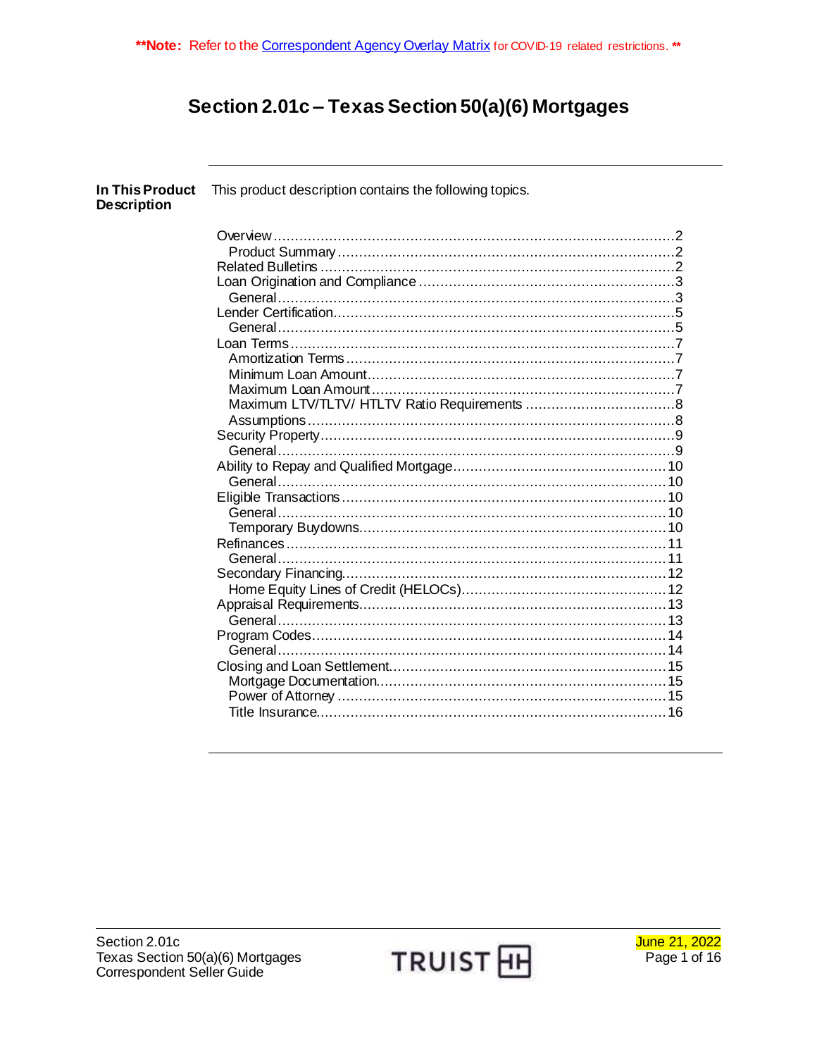**Note: Refer to the Correspondent Agency Overlay Matrix for COVID-19 related restrictions. **

# Section 2.01c – Texas Section 50(a)(6) Mortgages

**In This Product Description**

This product description contains the following topics.

| Topic | Page |
|---|---|
| Overview | 2 |
| Product Summary | 2 |
| Related Bulletins | 2 |
| Loan Origination and Compliance | 3 |
| General | 3 |
| Lender Certification | 5 |
| General | 5 |
| Loan Terms | 7 |
| Amortization Terms | 7 |
| Minimum Loan Amount | 7 |
| Maximum Loan Amount | 7 |
| Maximum LTV/TLTV/ HTLTV Ratio Requirements | 8 |
| Assumptions | 8 |
| Security Property | 9 |
| General | 9 |
| Ability to Repay and Qualified Mortgage | 10 |
| General | 10 |
| Eligible Transactions | 10 |
| General | 10 |
| Temporary Buydowns | 10 |
| Refinances | 11 |
| General | 11 |
| Secondary Financing | 12 |
| Home Equity Lines of Credit (HELOCs) | 12 |
| Appraisal Requirements | 13 |
| General | 13 |
| Program Codes | 14 |
| General | 14 |
| Closing and Loan Settlement | 15 |
| Mortgage Documentation | 15 |
| Power of Attorney | 15 |
| Title Insurance | 16 |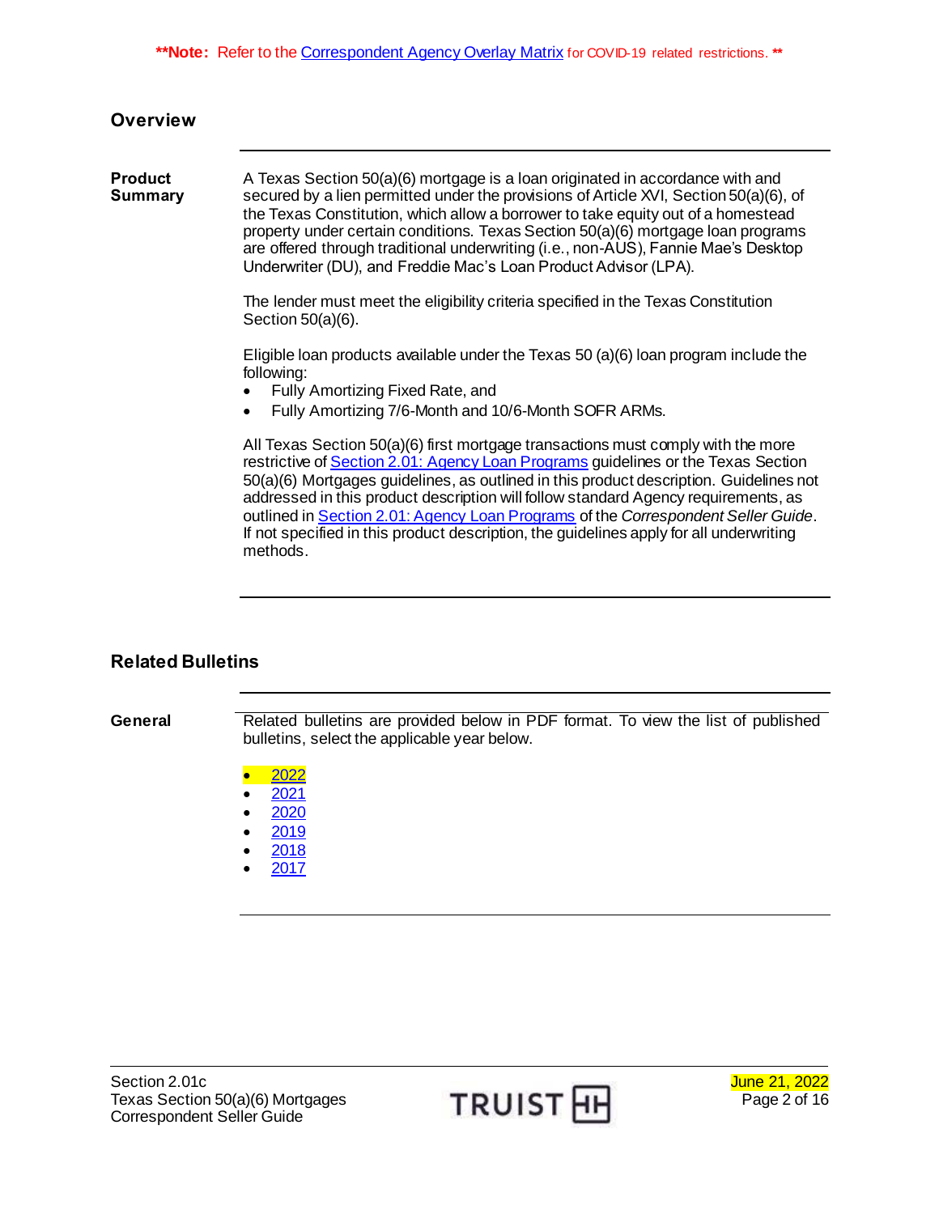**Note: Refer to the Correspondent Agency Overlay Matrix for COVID-19 related restrictions. **

## Overview

**Product Summary**

A Texas Section 50(a)(6) mortgage is a loan originated in accordance with and secured by a lien permitted under the provisions of Article XVI, Section 50(a)(6), of the Texas Constitution, which allow a borrower to take equity out of a homestead property under certain conditions. Texas Section 50(a)(6) mortgage loan programs are offered through traditional underwriting (i.e., non-AUS), Fannie Mae's Desktop Underwriter (DU), and Freddie Mac's Loan Product Advisor (LPA).

The lender must meet the eligibility criteria specified in the Texas Constitution Section 50(a)(6).

Eligible loan products available under the Texas 50 (a)(6) loan program include the following:

- Fully Amortizing Fixed Rate, and
- Fully Amortizing 7/6-Month and 10/6-Month SOFR ARMs.

All Texas Section 50(a)(6) first mortgage transactions must comply with the more restrictive of Section 2.01: Agency Loan Programs guidelines or the Texas Section 50(a)(6) Mortgages guidelines, as outlined in this product description. Guidelines not addressed in this product description will follow standard Agency requirements, as outlined in Section 2.01: Agency Loan Programs of the *Correspondent Seller Guide*. If not specified in this product description, the guidelines apply for all underwriting methods.

## Related Bulletins

**General**

Related bulletins are provided below in PDF format. To view the list of published bulletins, select the applicable year below.

- 2022
- 2021
- 2020
- 2019
- 2018
- 2017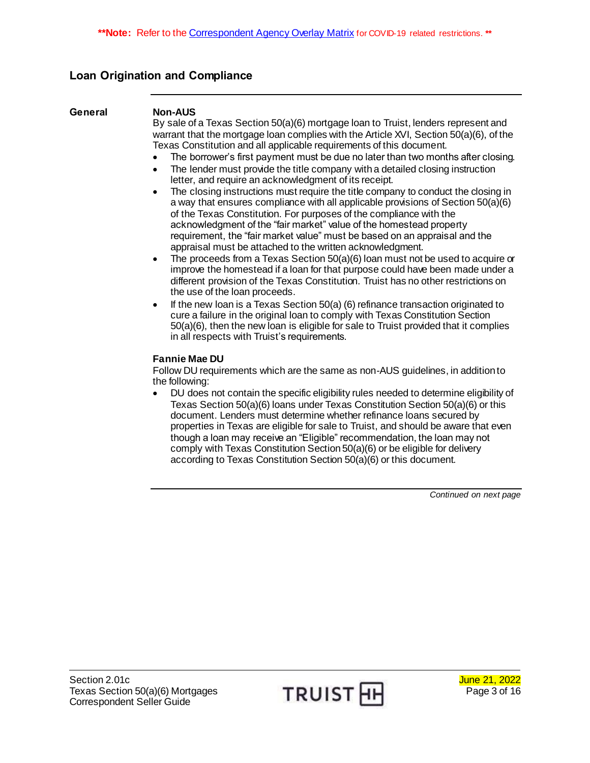**Note: Refer to the Correspondent Agency Overlay Matrix for COVID-19 related restrictions. **

## Loan Origination and Compliance

### General

**Non-AUS**

By sale of a Texas Section 50(a)(6) mortgage loan to Truist, lenders represent and warrant that the mortgage loan complies with the Article XVI, Section 50(a)(6), of the Texas Constitution and all applicable requirements of this document.

- The borrower's first payment must be due no later than two months after closing.
- The lender must provide the title company with a detailed closing instruction letter, and require an acknowledgment of its receipt.
- The closing instructions must require the title company to conduct the closing in a way that ensures compliance with all applicable provisions of Section 50(a)(6) of the Texas Constitution. For purposes of the compliance with the acknowledgment of the "fair market" value of the homestead property requirement, the "fair market value" must be based on an appraisal and the appraisal must be attached to the written acknowledgment.
- The proceeds from a Texas Section 50(a)(6) loan must not be used to acquire or improve the homestead if a loan for that purpose could have been made under a different provision of the Texas Constitution. Truist has no other restrictions on the use of the loan proceeds.
- If the new loan is a Texas Section 50(a) (6) refinance transaction originated to cure a failure in the original loan to comply with Texas Constitution Section 50(a)(6), then the new loan is eligible for sale to Truist provided that it complies in all respects with Truist's requirements.

**Fannie Mae DU**

Follow DU requirements which are the same as non-AUS guidelines, in addition to the following:

- DU does not contain the specific eligibility rules needed to determine eligibility of Texas Section 50(a)(6) loans under Texas Constitution Section 50(a)(6) or this document. Lenders must determine whether refinance loans secured by properties in Texas are eligible for sale to Truist, and should be aware that even though a loan may receive an "Eligible" recommendation, the loan may not comply with Texas Constitution Section 50(a)(6) or be eligible for delivery according to Texas Constitution Section 50(a)(6) or this document.

*Continued on next page*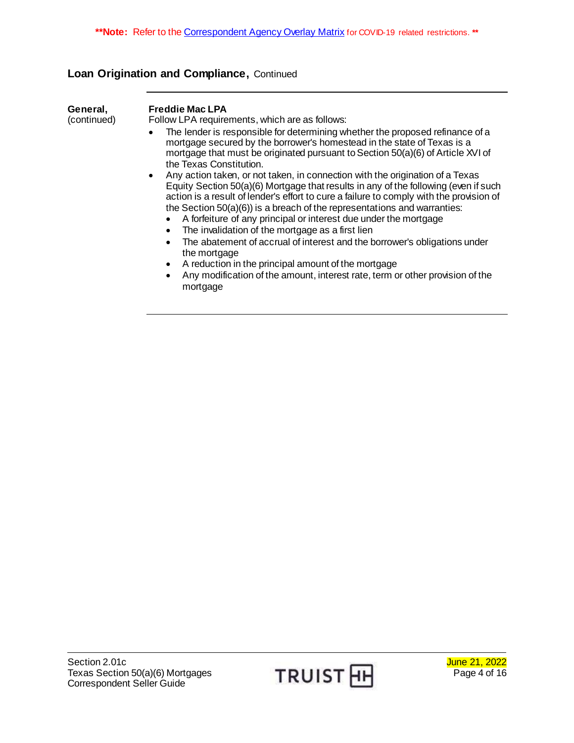**Note: Refer to the Correspondent Agency Overlay Matrix for COVID-19 related restrictions. **

## Loan Origination and Compliance, Continued

**General,** (continued)

**Freddie Mac LPA**

Follow LPA requirements, which are as follows:

- The lender is responsible for determining whether the proposed refinance of a mortgage secured by the borrower's homestead in the state of Texas is a mortgage that must be originated pursuant to Section 50(a)(6) of Article XVI of the Texas Constitution.
- Any action taken, or not taken, in connection with the origination of a Texas Equity Section 50(a)(6) Mortgage that results in any of the following (even if such action is a result of lender's effort to cure a failure to comply with the provision of the Section 50(a)(6)) is a breach of the representations and warranties:
  - A forfeiture of any principal or interest due under the mortgage
  - The invalidation of the mortgage as a first lien
  - The abatement of accrual of interest and the borrower's obligations under the mortgage
  - A reduction in the principal amount of the mortgage
  - Any modification of the amount, interest rate, term or other provision of the mortgage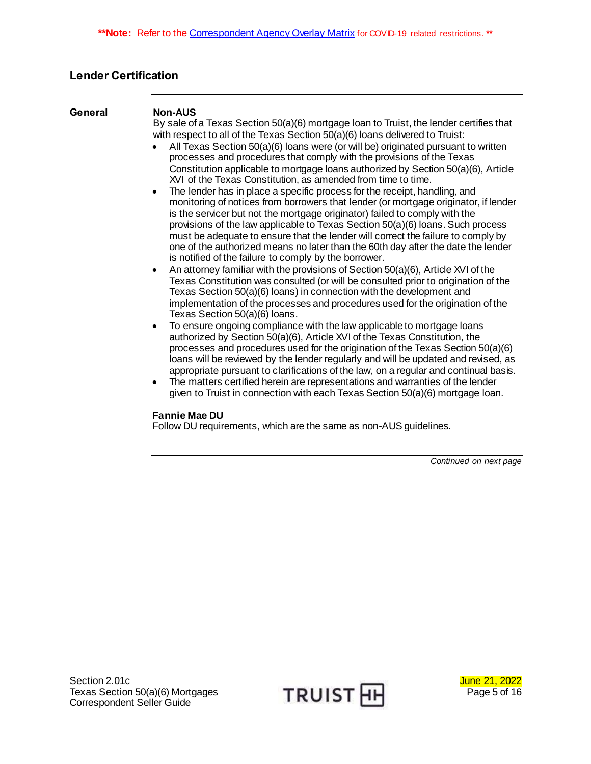**Note: Refer to the [Correspondent Agency Overlay Matrix] for COVID-19 related restrictions. **

## Lender Certification

### General

**Non-AUS**

By sale of a Texas Section 50(a)(6) mortgage loan to Truist, the lender certifies that with respect to all of the Texas Section 50(a)(6) loans delivered to Truist:

- All Texas Section 50(a)(6) loans were (or will be) originated pursuant to written processes and procedures that comply with the provisions of the Texas Constitution applicable to mortgage loans authorized by Section 50(a)(6), Article XVI of the Texas Constitution, as amended from time to time.
- The lender has in place a specific process for the receipt, handling, and monitoring of notices from borrowers that lender (or mortgage originator, if lender is the servicer but not the mortgage originator) failed to comply with the provisions of the law applicable to Texas Section 50(a)(6) loans. Such process must be adequate to ensure that the lender will correct the failure to comply by one of the authorized means no later than the 60th day after the date the lender is notified of the failure to comply by the borrower.
- An attorney familiar with the provisions of Section 50(a)(6), Article XVI of the Texas Constitution was consulted (or will be consulted prior to origination of the Texas Section 50(a)(6) loans) in connection with the development and implementation of the processes and procedures used for the origination of the Texas Section 50(a)(6) loans.
- To ensure ongoing compliance with the law applicable to mortgage loans authorized by Section 50(a)(6), Article XVI of the Texas Constitution, the processes and procedures used for the origination of the Texas Section 50(a)(6) loans will be reviewed by the lender regularly and will be updated and revised, as appropriate pursuant to clarifications of the law, on a regular and continual basis.
- The matters certified herein are representations and warranties of the lender given to Truist in connection with each Texas Section 50(a)(6) mortgage loan.

**Fannie Mae DU**

Follow DU requirements, which are the same as non-AUS guidelines.

*Continued on next page*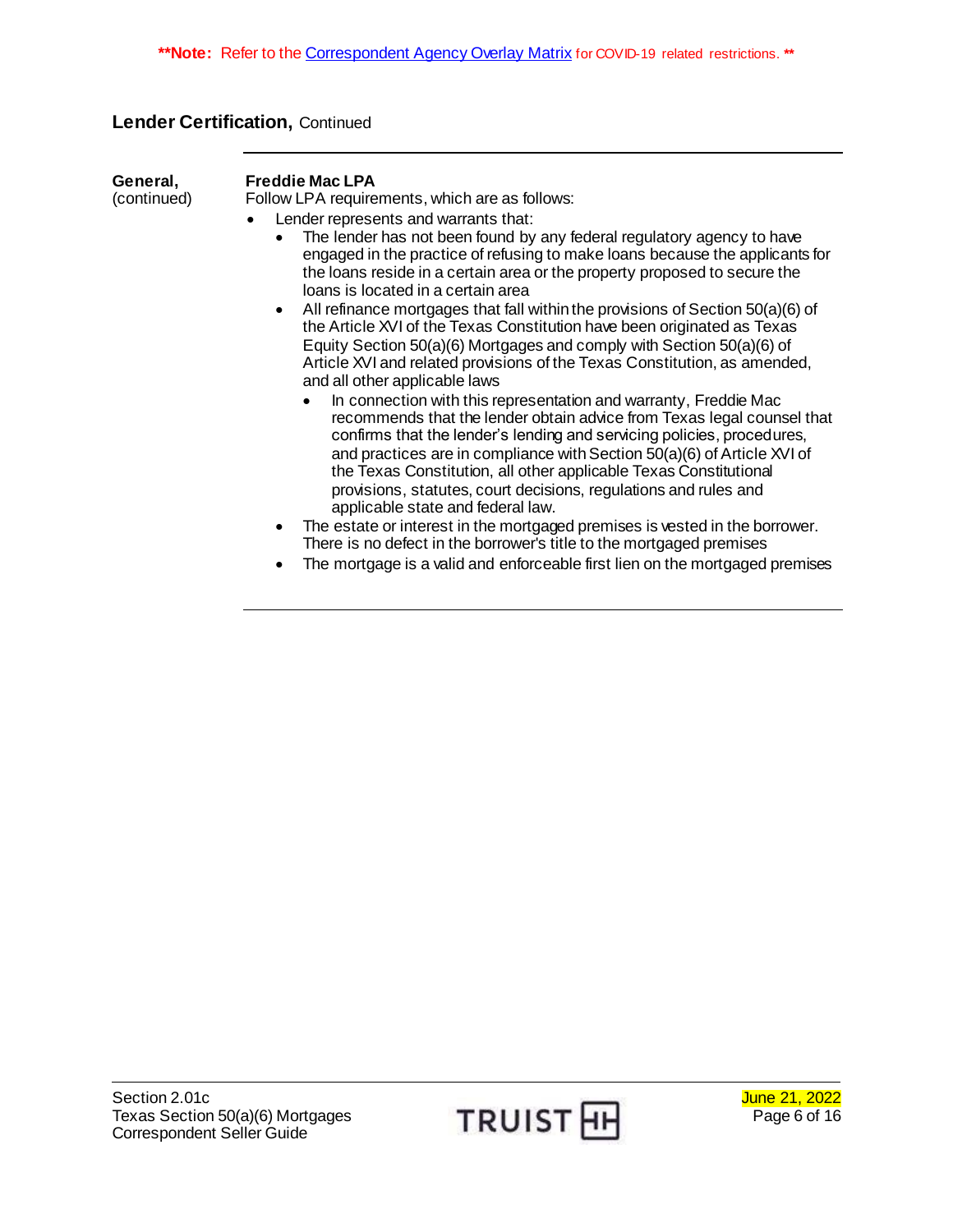**Note: Refer to the Correspondent Agency Overlay Matrix for COVID-19 related restrictions. **

## Lender Certification, Continued

**General,** (continued)

**Freddie Mac LPA**

Follow LPA requirements, which are as follows:

- Lender represents and warrants that:
  - The lender has not been found by any federal regulatory agency to have engaged in the practice of refusing to make loans because the applicants for the loans reside in a certain area or the property proposed to secure the loans is located in a certain area
  - All refinance mortgages that fall within the provisions of Section 50(a)(6) of the Article XVI of the Texas Constitution have been originated as Texas Equity Section 50(a)(6) Mortgages and comply with Section 50(a)(6) of Article XVI and related provisions of the Texas Constitution, as amended, and all other applicable laws
    - In connection with this representation and warranty, Freddie Mac recommends that the lender obtain advice from Texas legal counsel that confirms that the lender's lending and servicing policies, procedures, and practices are in compliance with Section 50(a)(6) of Article XVI of the Texas Constitution, all other applicable Texas Constitutional provisions, statutes, court decisions, regulations and rules and applicable state and federal law.
  - The estate or interest in the mortgaged premises is vested in the borrower. There is no defect in the borrower's title to the mortgaged premises
  - The mortgage is a valid and enforceable first lien on the mortgaged premises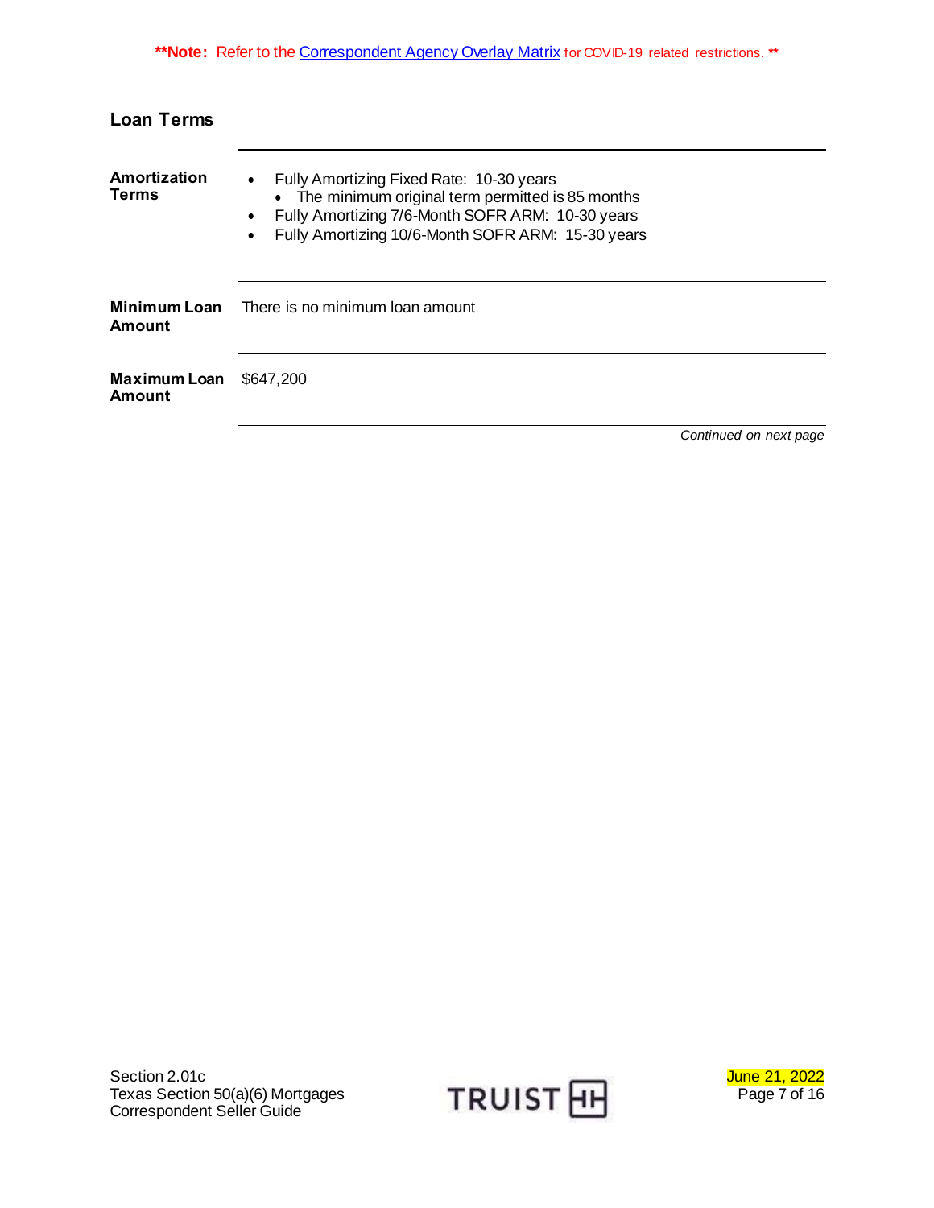**Note: Refer to the Correspondent Agency Overlay Matrix for COVID-19 related restrictions. **

## Loan Terms

| | |
|---|---|
| **Amortization Terms** | • Fully Amortizing Fixed Rate: 10-30 years<br>  • The minimum original term permitted is 85 months<br>• Fully Amortizing 7/6-Month SOFR ARM: 10-30 years<br>• Fully Amortizing 10/6-Month SOFR ARM: 15-30 years |
| **Minimum Loan Amount** | There is no minimum loan amount |
| **Maximum Loan Amount** | $647,200 |

*Continued on next page*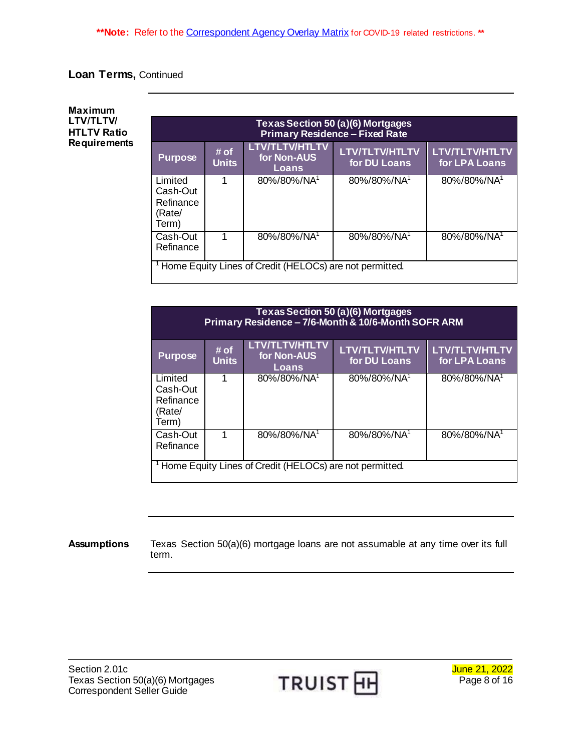**Note: Refer to the Correspondent Agency Overlay Matrix for COVID-19 related restrictions. **

## Loan Terms, Continued

### Maximum LTV/TLTV/ HTLTV Ratio Requirements

| Texas Section 50 (a)(6) Mortgages Primary Residence – Fixed Rate | | | | |
|---|---|---|---|---|
| **Purpose** | **# of Units** | **LTV/TLTV/HTLTV for Non-AUS Loans** | **LTV/TLTV/HTLTV for DU Loans** | **LTV/TLTV/HTLTV for LPA Loans** |
| Limited Cash-Out Refinance (Rate/ Term) | 1 | 80%/80%/NA[1] | 80%/80%/NA[1] | 80%/80%/NA[1] |
| Cash-Out Refinance | 1 | 80%/80%/NA[1] | 80%/80%/NA[1] | 80%/80%/NA[1] |

[1] Home Equity Lines of Credit (HELOCs) are not permitted.

| Texas Section 50 (a)(6) Mortgages Primary Residence – 7/6-Month & 10/6-Month SOFR ARM | | | | |
|---|---|---|---|---|
| **Purpose** | **# of Units** | **LTV/TLTV/HTLTV for Non-AUS Loans** | **LTV/TLTV/HTLTV for DU Loans** | **LTV/TLTV/HTLTV for LPA Loans** |
| Limited Cash-Out Refinance (Rate/ Term) | 1 | 80%/80%/NA[1] | 80%/80%/NA[1] | 80%/80%/NA[1] |
| Cash-Out Refinance | 1 | 80%/80%/NA[1] | 80%/80%/NA[1] | 80%/80%/NA[1] |

[1] Home Equity Lines of Credit (HELOCs) are not permitted.

### Assumptions

Texas Section 50(a)(6) mortgage loans are not assumable at any time over its full term.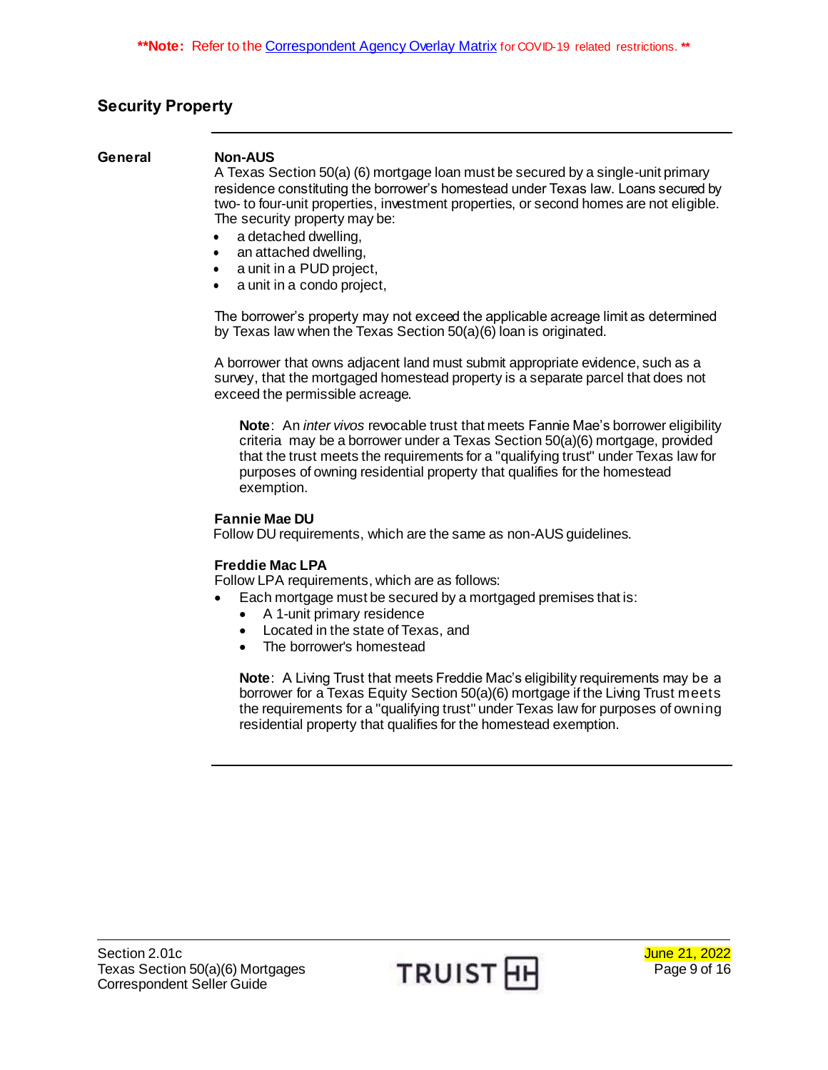**Note: Refer to the Correspondent Agency Overlay Matrix for COVID-19 related restrictions. **

## Security Property

### General

**Non-AUS**

A Texas Section 50(a) (6) mortgage loan must be secured by a single-unit primary residence constituting the borrower's homestead under Texas law. Loans secured by two- to four-unit properties, investment properties, or second homes are not eligible. The security property may be:

- a detached dwelling,
- an attached dwelling,
- a unit in a PUD project,
- a unit in a condo project,

The borrower's property may not exceed the applicable acreage limit as determined by Texas law when the Texas Section 50(a)(6) loan is originated.

A borrower that owns adjacent land must submit appropriate evidence, such as a survey, that the mortgaged homestead property is a separate parcel that does not exceed the permissible acreage.

> **Note**: An *inter vivos* revocable trust that meets Fannie Mae's borrower eligibility criteria may be a borrower under a Texas Section 50(a)(6) mortgage, provided that the trust meets the requirements for a "qualifying trust" under Texas law for purposes of owning residential property that qualifies for the homestead exemption.

**Fannie Mae DU**

Follow DU requirements, which are the same as non-AUS guidelines.

**Freddie Mac LPA**

Follow LPA requirements, which are as follows:

- Each mortgage must be secured by a mortgaged premises that is:
  - A 1-unit primary residence
  - Located in the state of Texas, and
  - The borrower's homestead

> **Note**: A Living Trust that meets Freddie Mac's eligibility requirements may be a borrower for a Texas Equity Section 50(a)(6) mortgage if the Living Trust meets the requirements for a "qualifying trust" under Texas law for purposes of owning residential property that qualifies for the homestead exemption.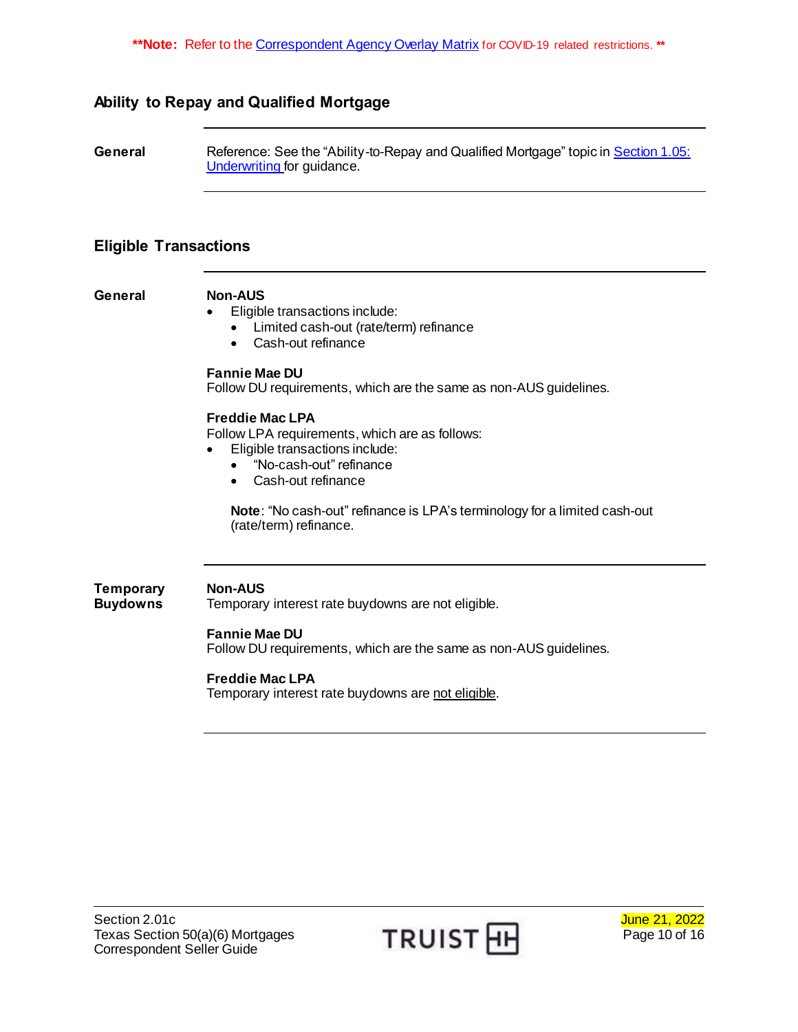**Note: Refer to the Correspondent Agency Overlay Matrix for COVID-19 related restrictions. **

## Ability to Repay and Qualified Mortgage

**General**

Reference: See the "Ability-to-Repay and Qualified Mortgage" topic in Section 1.05: Underwriting for guidance.

## Eligible Transactions

**General**

**Non-AUS**

- Eligible transactions include:
  - Limited cash-out (rate/term) refinance
  - Cash-out refinance

**Fannie Mae DU**

Follow DU requirements, which are the same as non-AUS guidelines.

**Freddie Mac LPA**

Follow LPA requirements, which are as follows:

- Eligible transactions include:
  - "No-cash-out" refinance
  - Cash-out refinance

**Note**: "No cash-out" refinance is LPA's terminology for a limited cash-out (rate/term) refinance.

**Temporary Buydowns**

**Non-AUS**

Temporary interest rate buydowns are not eligible.

**Fannie Mae DU**

Follow DU requirements, which are the same as non-AUS guidelines.

**Freddie Mac LPA**

Temporary interest rate buydowns are not eligible.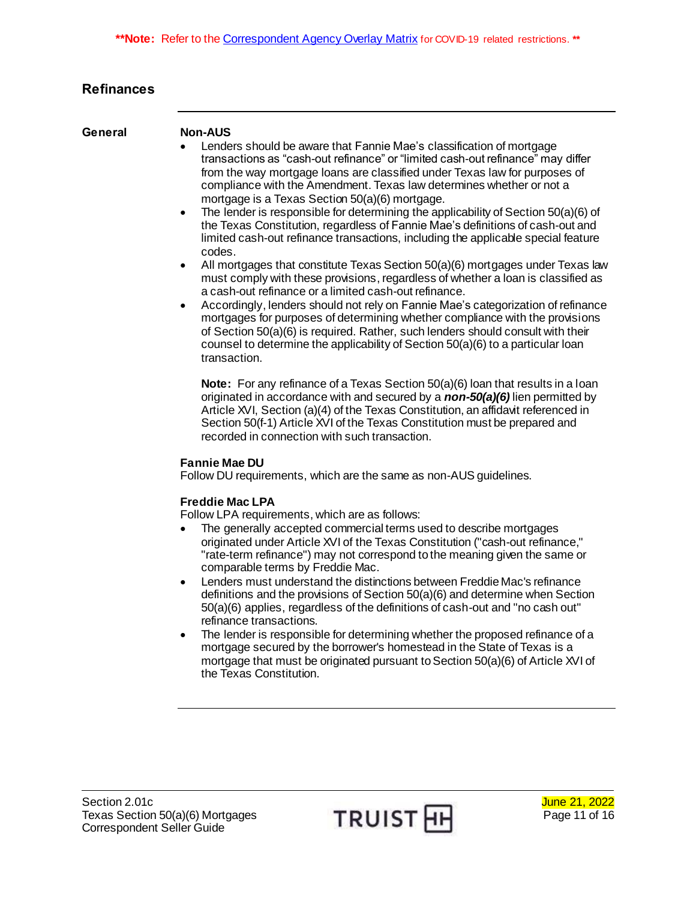**Note: Refer to the Correspondent Agency Overlay Matrix for COVID-19 related restrictions. **

## Refinances

### General

**Non-AUS**

- Lenders should be aware that Fannie Mae's classification of mortgage transactions as "cash-out refinance" or "limited cash-out refinance" may differ from the way mortgage loans are classified under Texas law for purposes of compliance with the Amendment. Texas law determines whether or not a mortgage is a Texas Section 50(a)(6) mortgage.
- The lender is responsible for determining the applicability of Section 50(a)(6) of the Texas Constitution, regardless of Fannie Mae's definitions of cash-out and limited cash-out refinance transactions, including the applicable special feature codes.
- All mortgages that constitute Texas Section 50(a)(6) mortgages under Texas law must comply with these provisions, regardless of whether a loan is classified as a cash-out refinance or a limited cash-out refinance.
- Accordingly, lenders should not rely on Fannie Mae's categorization of refinance mortgages for purposes of determining whether compliance with the provisions of Section 50(a)(6) is required. Rather, such lenders should consult with their counsel to determine the applicability of Section 50(a)(6) to a particular loan transaction.

  **Note:** For any refinance of a Texas Section 50(a)(6) loan that results in a loan originated in accordance with and secured by a ***non-50(a)(6)*** lien permitted by Article XVI, Section (a)(4) of the Texas Constitution, an affidavit referenced in Section 50(f-1) Article XVI of the Texas Constitution must be prepared and recorded in connection with such transaction.

**Fannie Mae DU**

Follow DU requirements, which are the same as non-AUS guidelines.

**Freddie Mac LPA**

Follow LPA requirements, which are as follows:

- The generally accepted commercial terms used to describe mortgages originated under Article XVI of the Texas Constitution ("cash-out refinance," "rate-term refinance") may not correspond to the meaning given the same or comparable terms by Freddie Mac.
- Lenders must understand the distinctions between Freddie Mac's refinance definitions and the provisions of Section 50(a)(6) and determine when Section 50(a)(6) applies, regardless of the definitions of cash-out and "no cash out" refinance transactions.
- The lender is responsible for determining whether the proposed refinance of a mortgage secured by the borrower's homestead in the State of Texas is a mortgage that must be originated pursuant to Section 50(a)(6) of Article XVI of the Texas Constitution.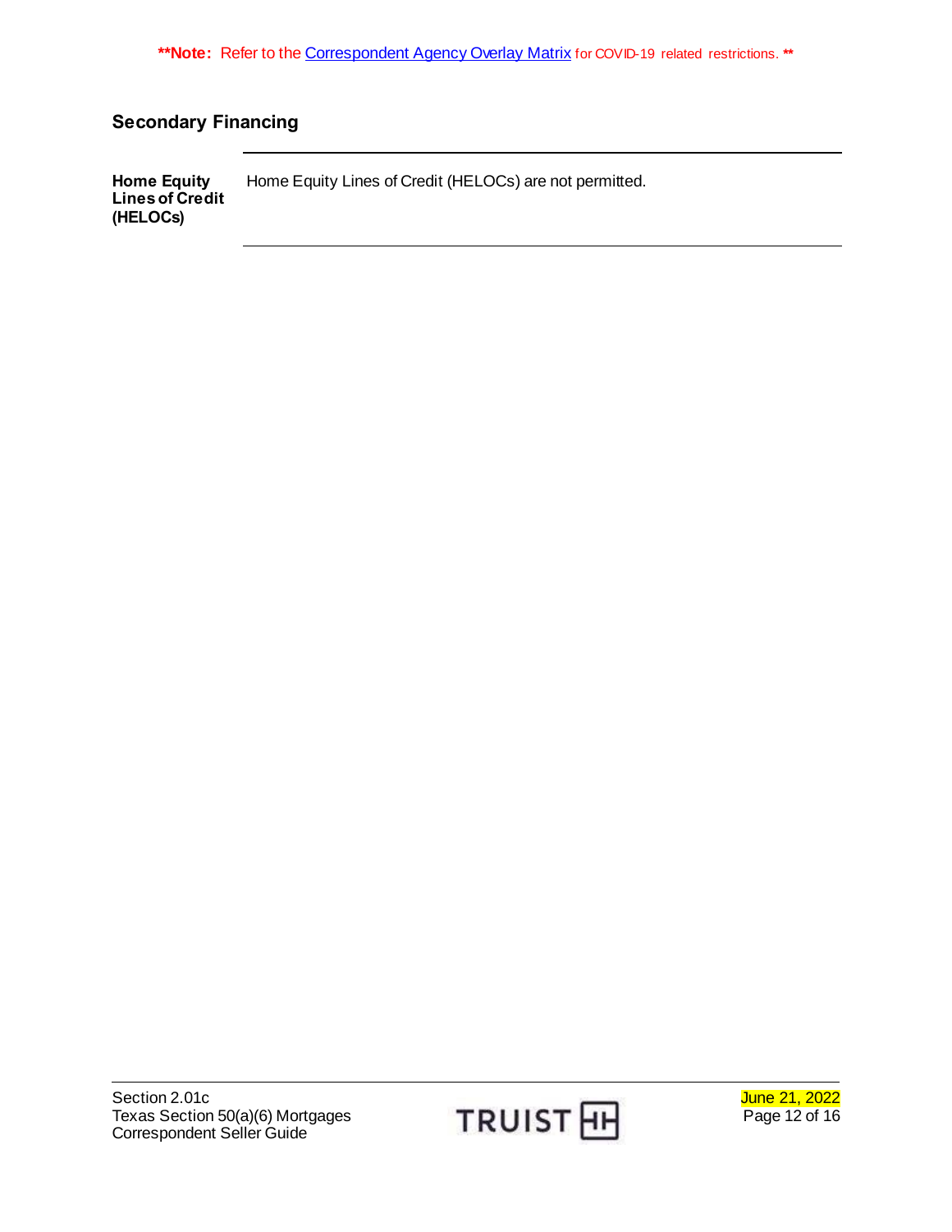**Note: Refer to the [Correspondent Agency Overlay Matrix] for COVID-19 related restrictions. **

## Secondary Financing

| | |
|---|---|
| **Home Equity Lines of Credit (HELOCs)** | Home Equity Lines of Credit (HELOCs) are not permitted. |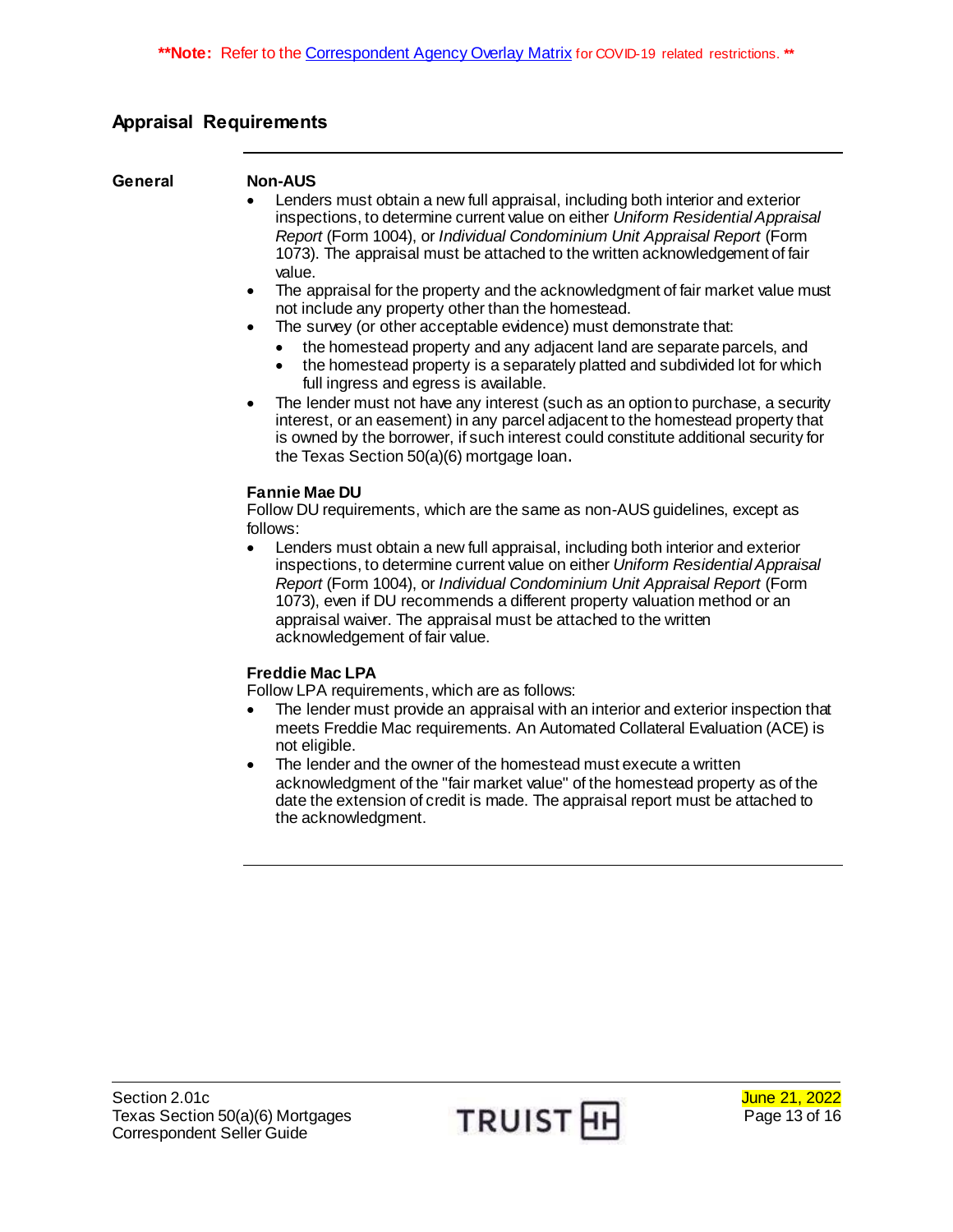**Note: Refer to the Correspondent Agency Overlay Matrix for COVID-19 related restrictions. **

## Appraisal Requirements

### General

**Non-AUS**

- Lenders must obtain a new full appraisal, including both interior and exterior inspections, to determine current value on either *Uniform Residential Appraisal Report* (Form 1004), or *Individual Condominium Unit Appraisal Report* (Form 1073). The appraisal must be attached to the written acknowledgement of fair value.
- The appraisal for the property and the acknowledgment of fair market value must not include any property other than the homestead.
- The survey (or other acceptable evidence) must demonstrate that:
  - the homestead property and any adjacent land are separate parcels, and
  - the homestead property is a separately platted and subdivided lot for which full ingress and egress is available.
- The lender must not have any interest (such as an option to purchase, a security interest, or an easement) in any parcel adjacent to the homestead property that is owned by the borrower, if such interest could constitute additional security for the Texas Section 50(a)(6) mortgage loan.

**Fannie Mae DU**

Follow DU requirements, which are the same as non-AUS guidelines, except as follows:

- Lenders must obtain a new full appraisal, including both interior and exterior inspections, to determine current value on either *Uniform Residential Appraisal Report* (Form 1004), or *Individual Condominium Unit Appraisal Report* (Form 1073), even if DU recommends a different property valuation method or an appraisal waiver. The appraisal must be attached to the written acknowledgement of fair value.

**Freddie Mac LPA**

Follow LPA requirements, which are as follows:

- The lender must provide an appraisal with an interior and exterior inspection that meets Freddie Mac requirements. An Automated Collateral Evaluation (ACE) is not eligible.
- The lender and the owner of the homestead must execute a written acknowledgment of the "fair market value" of the homestead property as of the date the extension of credit is made. The appraisal report must be attached to the acknowledgment.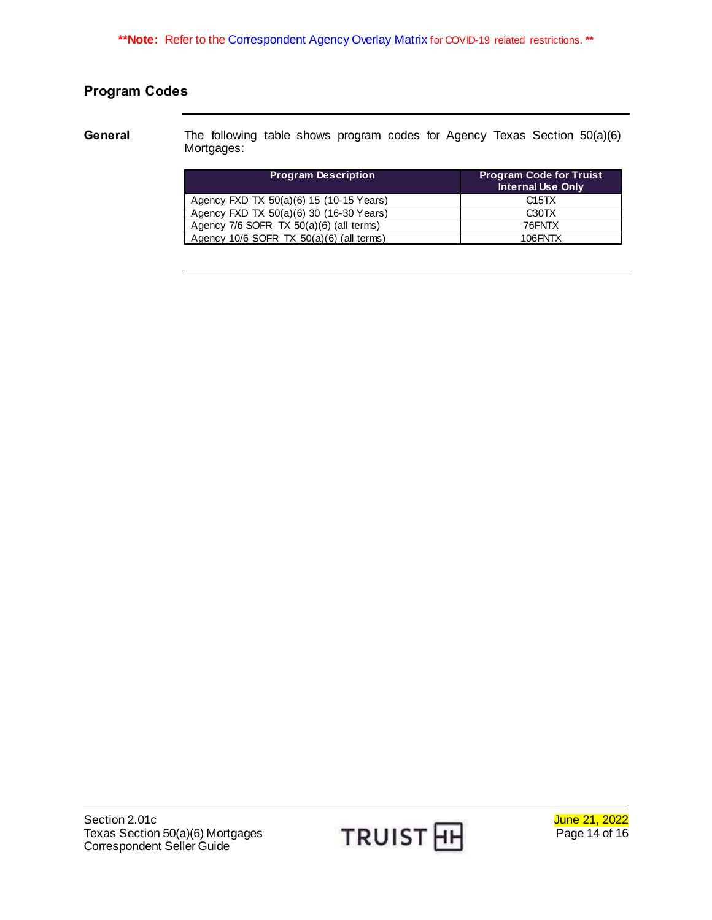**Note: Refer to the Correspondent Agency Overlay Matrix for COVID-19 related restrictions. **

## Program Codes

**General**

The following table shows program codes for Agency Texas Section 50(a)(6) Mortgages:

| Program Description | Program Code for Truist Internal Use Only |
|---|---|
| Agency FXD TX 50(a)(6) 15 (10-15 Years) | C15TX |
| Agency FXD TX 50(a)(6) 30 (16-30 Years) | C30TX |
| Agency 7/6 SOFR TX 50(a)(6) (all terms) | 76FNTX |
| Agency 10/6 SOFR TX 50(a)(6) (all terms) | 106FNTX |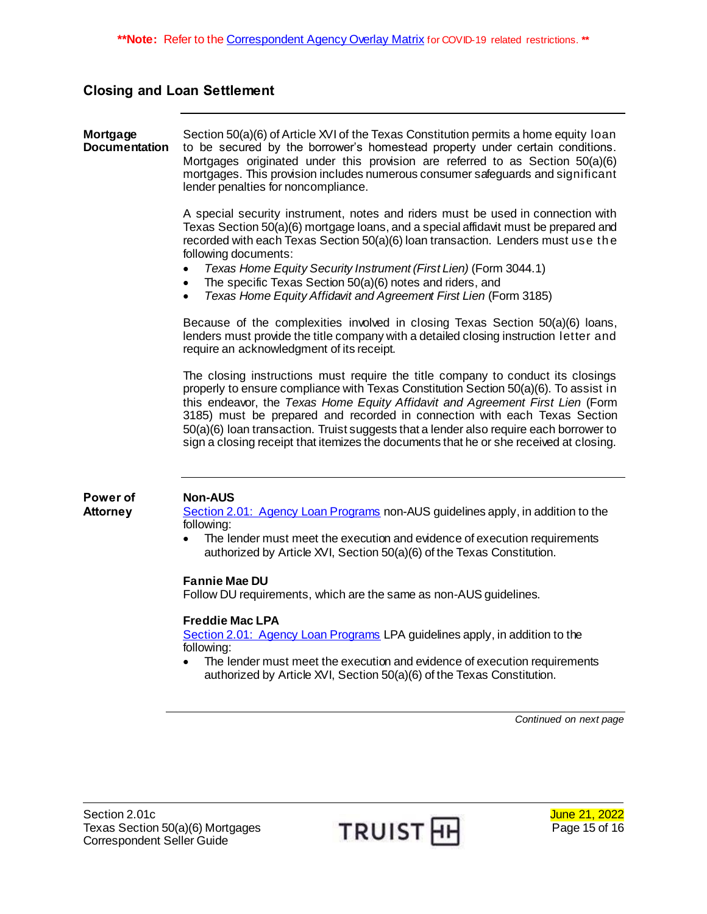**Note: Refer to the Correspondent Agency Overlay Matrix for COVID-19 related restrictions. **

## Closing and Loan Settlement

### Mortgage Documentation

Section 50(a)(6) of Article XVI of the Texas Constitution permits a home equity loan to be secured by the borrower's homestead property under certain conditions. Mortgages originated under this provision are referred to as Section 50(a)(6) mortgages. This provision includes numerous consumer safeguards and significant lender penalties for noncompliance.

A special security instrument, notes and riders must be used in connection with Texas Section 50(a)(6) mortgage loans, and a special affidavit must be prepared and recorded with each Texas Section 50(a)(6) loan transaction. Lenders must use the following documents:

- *Texas Home Equity Security Instrument (First Lien)* (Form 3044.1)
- The specific Texas Section 50(a)(6) notes and riders, and
- *Texas Home Equity Affidavit and Agreement First Lien* (Form 3185)

Because of the complexities involved in closing Texas Section 50(a)(6) loans, lenders must provide the title company with a detailed closing instruction letter and require an acknowledgment of its receipt.

The closing instructions must require the title company to conduct its closings properly to ensure compliance with Texas Constitution Section 50(a)(6). To assist in this endeavor, the *Texas Home Equity Affidavit and Agreement First Lien* (Form 3185) must be prepared and recorded in connection with each Texas Section 50(a)(6) loan transaction. Truist suggests that a lender also require each borrower to sign a closing receipt that itemizes the documents that he or she received at closing.

### Power of Attorney

**Non-AUS**

Section 2.01: Agency Loan Programs non-AUS guidelines apply, in addition to the following:

- The lender must meet the execution and evidence of execution requirements authorized by Article XVI, Section 50(a)(6) of the Texas Constitution.

**Fannie Mae DU**

Follow DU requirements, which are the same as non-AUS guidelines.

**Freddie Mac LPA**

Section 2.01: Agency Loan Programs LPA guidelines apply, in addition to the following:

- The lender must meet the execution and evidence of execution requirements authorized by Article XVI, Section 50(a)(6) of the Texas Constitution.

*Continued on next page*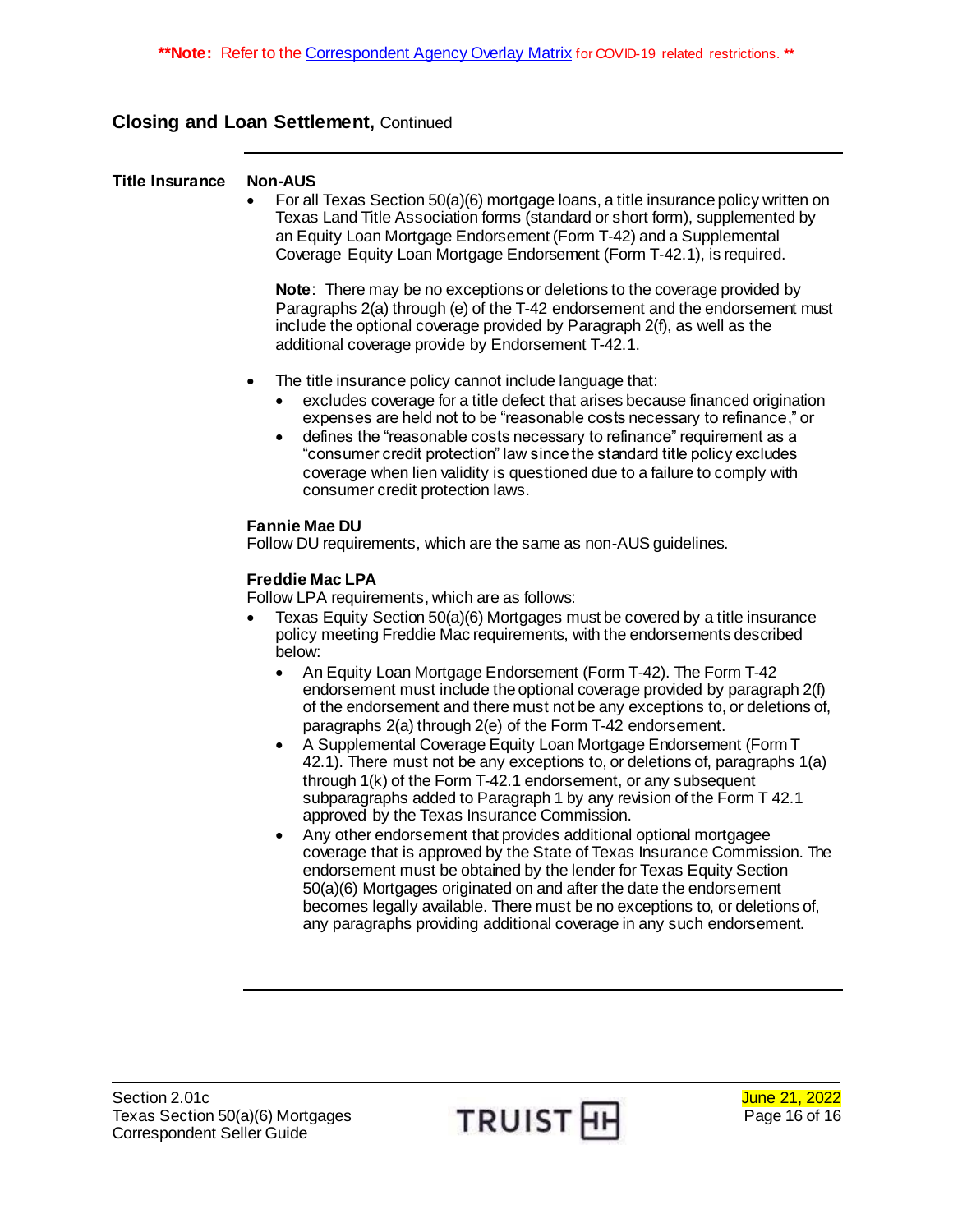**Note: Refer to the Correspondent Agency Overlay Matrix for COVID-19 related restrictions. **

## Closing and Loan Settlement, Continued

### Title Insurance

**Non-AUS**

- For all Texas Section 50(a)(6) mortgage loans, a title insurance policy written on Texas Land Title Association forms (standard or short form), supplemented by an Equity Loan Mortgage Endorsement (Form T-42) and a Supplemental Coverage Equity Loan Mortgage Endorsement (Form T-42.1), is required.

  **Note**: There may be no exceptions or deletions to the coverage provided by Paragraphs 2(a) through (e) of the T-42 endorsement and the endorsement must include the optional coverage provided by Paragraph 2(f), as well as the additional coverage provide by Endorsement T-42.1.

- The title insurance policy cannot include language that:
  - excludes coverage for a title defect that arises because financed origination expenses are held not to be "reasonable costs necessary to refinance," or
  - defines the "reasonable costs necessary to refinance" requirement as a "consumer credit protection" law since the standard title policy excludes coverage when lien validity is questioned due to a failure to comply with consumer credit protection laws.

**Fannie Mae DU**

Follow DU requirements, which are the same as non-AUS guidelines.

**Freddie Mac LPA**

Follow LPA requirements, which are as follows:

- Texas Equity Section 50(a)(6) Mortgages must be covered by a title insurance policy meeting Freddie Mac requirements, with the endorsements described below:
  - An Equity Loan Mortgage Endorsement (Form T-42). The Form T-42 endorsement must include the optional coverage provided by paragraph 2(f) of the endorsement and there must not be any exceptions to, or deletions of, paragraphs 2(a) through 2(e) of the Form T-42 endorsement.
  - A Supplemental Coverage Equity Loan Mortgage Endorsement (Form T 42.1). There must not be any exceptions to, or deletions of, paragraphs 1(a) through 1(k) of the Form T-42.1 endorsement, or any subsequent subparagraphs added to Paragraph 1 by any revision of the Form T 42.1 approved by the Texas Insurance Commission.
  - Any other endorsement that provides additional optional mortgagee coverage that is approved by the State of Texas Insurance Commission. The endorsement must be obtained by the lender for Texas Equity Section 50(a)(6) Mortgages originated on and after the date the endorsement becomes legally available. There must be no exceptions to, or deletions of, any paragraphs providing additional coverage in any such endorsement.